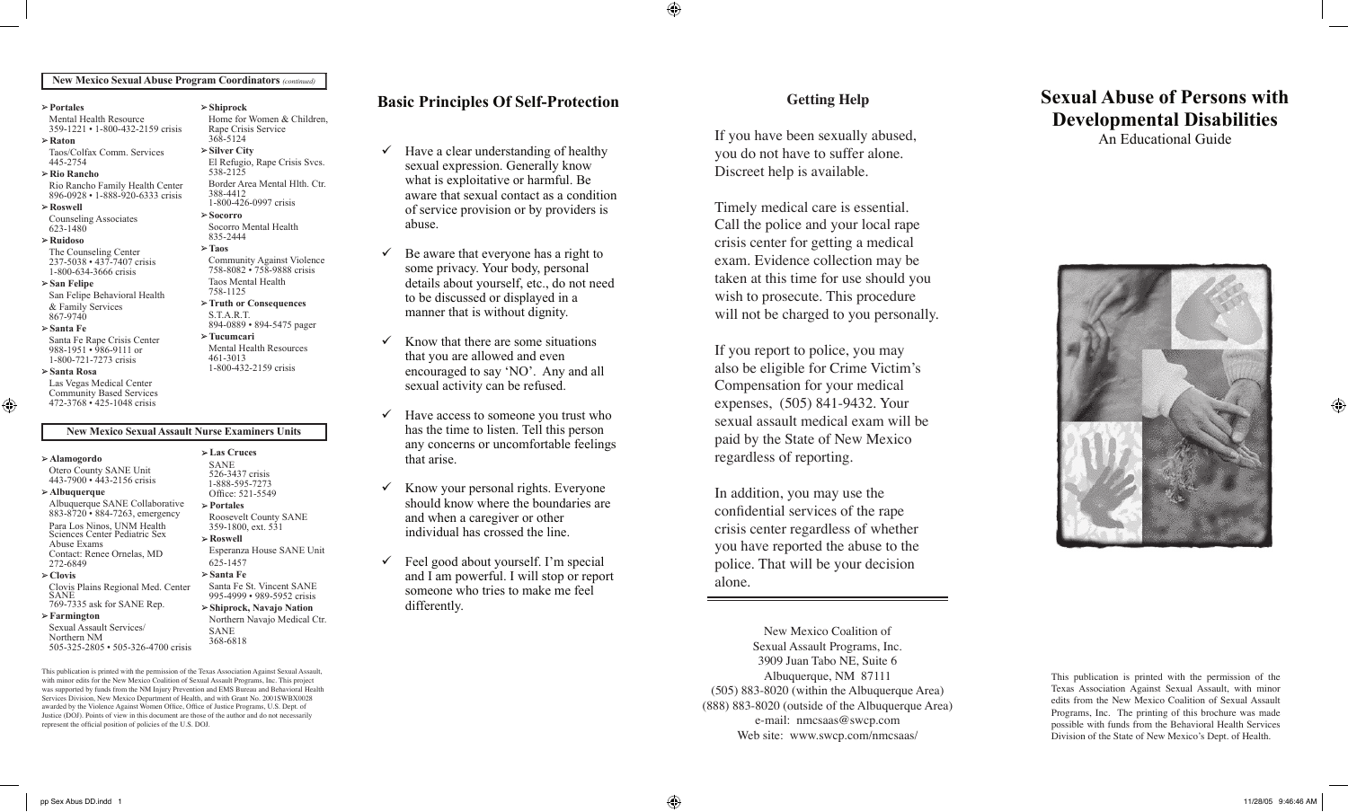## New Mexico Sexual Abuse Program Coordinators *(continued)*

- **Portales**
  Mental Health Resource
  359-1221 • 1-800-432-2159 crisis
- **Raton**
  Taos/Colfax Comm. Services
  445-2754
- **Rio Rancho**
  Rio Rancho Family Health Center
  896-0928 • 1-888-920-6333 crisis
- **Roswell**
  Counseling Associates
  623-1480
- **Ruidoso**
  The Counseling Center
  237-5038 • 437-7407 crisis
  1-800-634-3666 crisis
- **San Felipe**
  San Felipe Behavioral Health & Family Services
  867-9740
- **Santa Fe**
  Santa Fe Rape Crisis Center
  988-1951 • 986-9111 or
  1-800-721-7273 crisis
- **Santa Rosa**
  Las Vegas Medical Center
  Community Based Services
  472-3768 • 425-1048 crisis
- **Shiprock**
  Home for Women & Children, Rape Crisis Service
  368-5124
- **Silver City**
  El Refugio, Rape Crisis Svcs.
  538-2125
  Border Area Mental Hlth. Ctr.
  388-4412
  1-800-426-0997 crisis
- **Socorro**
  Socorro Mental Health
  835-2444
- **Taos**
  Community Against Violence
  758-8082 • 758-9888 crisis
  Taos Mental Health
  758-1125
- **Truth or Consequences**
  S.T.A.R.T.
  894-0889 • 894-5475 pager
- **Tucumcari**
  Mental Health Resources
  461-3013
  1-800-432-2159 crisis

## New Mexico Sexual Assault Nurse Examiners Units

- **Alamogordo**
  Otero County SANE Unit
  443-7900 • 443-2156 crisis
- **Albuquerque**
  Albuquerque SANE Collaborative
  883-8720 • 884-7263, emergency
  Para Los Ninos, UNM Health Sciences Center Pediatric Sex Abuse Exams
  Contact: Renee Ornelas, MD
  272-6849
- **Clovis**
  Clovis Plains Regional Med. Center SANE
  769-7335 ask for SANE Rep.
- **Farmington**
  Sexual Assault Services/ Northern NM
  505-325-2805 • 505-326-4700 crisis
- **Las Cruces**
  SANE
  526-3437 crisis
  1-888-595-7273
  Office: 521-5549
- **Portales**
  Roosevelt County SANE
  359-1800, ext. 531
- **Roswell**
  Esperanza House SANE Unit
  625-1457
- **Santa Fe**
  Santa Fe St. Vincent SANE
  995-4999 • 989-5952 crisis
- **Shiprock, Navajo Nation**
  Northern Navajo Medical Ctr. SANE
  368-6818

This publication is printed with the permission of the Texas Association Against Sexual Assault, with minor edits for the New Mexico Coalition of Sexual Assault Programs, Inc. This project was supported by funds from the NM Injury Prevention and EMS Bureau and Behavioral Health Services Division, New Mexico Department of Health, and with Grant No. 2001SWBX0028 awarded by the Violence Against Women Office, Office of Justice Programs, U.S. Dept. of Justice (DOJ). Points of view in this document are those of the author and do not necessarily represent the official position of policies of the U.S. DOJ.

## Basic Principles Of Self-Protection

- ✓ Have a clear understanding of healthy sexual expression. Generally know what is exploitative or harmful. Be aware that sexual contact as a condition of service provision or by providers is abuse.
- ✓ Be aware that everyone has a right to some privacy. Your body, personal details about yourself, etc., do not need to be discussed or displayed in a manner that is without dignity.
- ✓ Know that there are some situations that you are allowed and even encouraged to say 'NO'. Any and all sexual activity can be refused.
- ✓ Have access to someone you trust who has the time to listen. Tell this person any concerns or uncomfortable feelings that arise.
- ✓ Know your personal rights. Everyone should know where the boundaries are and when a caregiver or other individual has crossed the line.
- ✓ Feel good about yourself. I'm special and I am powerful. I will stop or report someone who tries to make me feel differently.

## Getting Help

If you have been sexually abused, you do not have to suffer alone. Discreet help is available.

Timely medical care is essential. Call the police and your local rape crisis center for getting a medical exam. Evidence collection may be taken at this time for use should you wish to prosecute. This procedure will not be charged to you personally.

If you report to police, you may also be eligible for Crime Victim's Compensation for your medical expenses, (505) 841-9432. Your sexual assault medical exam will be paid by the State of New Mexico regardless of reporting.

In addition, you may use the confidential services of the rape crisis center regardless of whether you have reported the abuse to the police. That will be your decision alone.

New Mexico Coalition of
Sexual Assault Programs, Inc.
3909 Juan Tabo NE, Suite 6
Albuquerque, NM 87111
(505) 883-8020 (within the Albuquerque Area)
(888) 883-8020 (outside of the Albuquerque Area)
e-mail: nmcsaas@swcp.com
Web site: www.swcp.com/nmcsaas/

# Sexual Abuse of Persons with Developmental Disabilities

An Educational Guide

This publication is printed with the permission of the Texas Association Against Sexual Assault, with minor edits from the New Mexico Coalition of Sexual Assault Programs, Inc. The printing of this brochure was made possible with funds from the Behavioral Health Services Division of the State of New Mexico's Dept. of Health.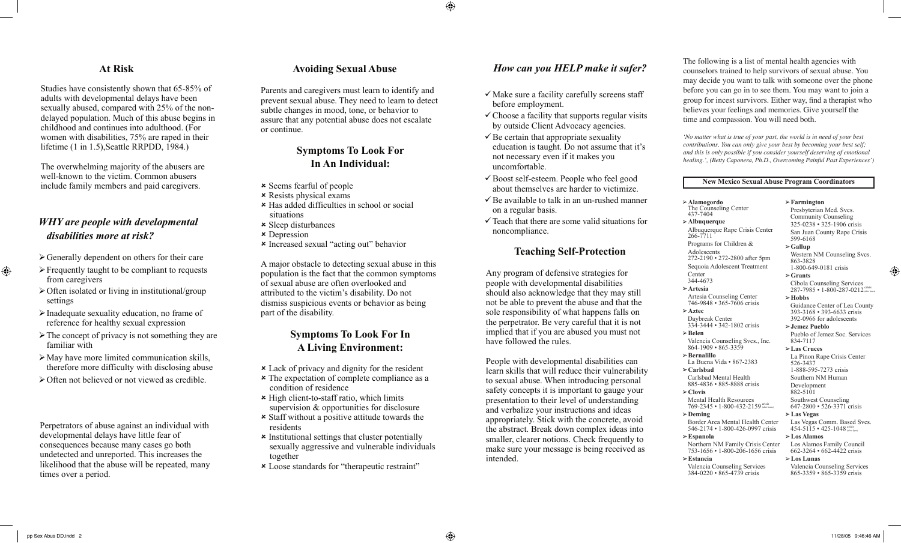## At Risk

Studies have consistently shown that 65-85% of adults with developmental delays have been sexually abused, compared with 25% of the non-delayed population. Much of this abuse begins in childhood and continues into adulthood. (For women with disabilities, 75% are raped in their lifetime (1 in 1.5),Seattle RRPDD, 1984.)

The overwhelming majority of the abusers are well-known to the victim. Common abusers include family members and paid caregivers.

## *WHY are people with developmental disabilities more at risk?*

- Generally dependent on others for their care
- Frequently taught to be compliant to requests from caregivers
- Often isolated or living in institutional/group settings
- Inadequate sexuality education, no frame of reference for healthy sexual expression
- The concept of privacy is not something they are familiar with
- May have more limited communication skills, therefore more difficulty with disclosing abuse
- Often not believed or not viewed as credible.

Perpetrators of abuse against an individual with developmental delays have little fear of consequences because many cases go both undetected and unreported. This increases the likelihood that the abuse will be repeated, many times over a period.

## Avoiding Sexual Abuse

Parents and caregivers must learn to identify and prevent sexual abuse. They need to learn to detect subtle changes in mood, tone, or behavior to assure that any potential abuse does not escalate or continue.

## Symptoms To Look For In An Individual:

- Seems fearful of people
- Resists physical exams
- Has added difficulties in school or social situations
- Sleep disturbances
- Depression
- Increased sexual "acting out" behavior

A major obstacle to detecting sexual abuse in this population is the fact that the common symptoms of sexual abuse are often overlooked and attributed to the victim's disability. Do not dismiss suspicious events or behavior as being part of the disability.

## Symptoms To Look For In A Living Environment:

- Lack of privacy and dignity for the resident
- The expectation of complete compliance as a condition of residence
- High client-to-staff ratio, which limits supervision & opportunities for disclosure
- Staff without a positive attitude towards the residents
- Institutional settings that cluster potentially sexually aggressive and vulnerable individuals together
- Loose standards for "therapeutic restraint"

## *How can you HELP make it safer?*

- ✓ Make sure a facility carefully screens staff before employment.
- ✓ Choose a facility that supports regular visits by outside Client Advocacy agencies.
- ✓ Be certain that appropriate sexuality education is taught. Do not assume that it's not necessary even if it makes you uncomfortable.
- ✓ Boost self-esteem. People who feel good about themselves are harder to victimize.
- ✓ Be available to talk in an un-rushed manner on a regular basis.
- ✓ Teach that there are some valid situations for noncompliance.

## Teaching Self-Protection

Any program of defensive strategies for people with developmental disabilities should also acknowledge that they may still not be able to prevent the abuse and that the sole responsibility of what happens falls on the perpetrator. Be very careful that it is not implied that if you are abused you must not have followed the rules.

People with developmental disabilities can learn skills that will reduce their vulnerability to sexual abuse. When introducing personal safety concepts it is important to gauge your presentation to their level of understanding and verbalize your instructions and ideas appropriately. Stick with the concrete, avoid the abstract. Break down complex ideas into smaller, clearer notions. Check frequently to make sure your message is being received as intended.

The following is a list of mental health agencies with counselors trained to help survivors of sexual abuse. You may decide you want to talk with someone over the phone before you can go in to see them. You may want to join a group for incest survivors. Either way, find a therapist who believes your feelings and memories. Give yourself the time and compassion. You will need both.

*'No matter what is true of your past, the world is in need of your best contributions. You can only give your best by becoming your best self; and this is only possible if you consider yourself deserving of emotional healing.', (Betty Caponera, Ph.D., Overcoming Painful Past Experiences')*

### New Mexico Sexual Abuse Program Coordinators

- **Alamogordo**
  The Counseling Center
  437-7404
- **Albuquerque**
  Albuquerque Rape Crisis Center
  266-7711
  Programs for Children & Adolescents
  272-2190 • 272-2800 after 5pm
  Sequoia Adolescent Treatment Center
  344-4673
- **Artesia**
  Artesia Counseling Center
  746-9848 • 365-7606 crisis
- **Aztec**
  Daybreak Center
  334-3444 • 342-1802 crisis
- **Belen**
  Valencia Counseling Svcs., Inc.
  864-1909 • 865-3359
- **Bernalillo**
  La Buena Vida • 867-2383
- **Carlsbad**
  Carlsbad Mental Health
  885-4836 • 885-8888 crisis
- **Clovis**
  Mental Health Resources
  769-2345 • 1-800-432-2159 (after hours)
- **Deming**
  Border Area Mental Health Center
  546-2174 • 1-800-426-0997 crisis
- **Espanola**
  Northern NM Family Crisis Center
  753-1656 • 1-800-206-1656 crisis
- **Estancia**
  Valencia Counseling Services
  384-0220 • 865-4739 crisis
- **Farmington**
  Presbyterian Med. Svcs. Community Counseling
  325-0238 • 325-1906 crisis
  San Juan County Rape Crisis
  599-6168
- **Gallup**
  Western NM Counseling Svcs.
  863-3828
  1-800-649-0181 crisis
- **Grants**
  Cibola Counseling Services
  287-7985 • 1-800-287-0212 (after hours)
- **Hobbs**
  Guidance Center of Lea County
  393-3168 • 393-6633 crisis
  392-0966 for adolescents
- **Jemez Pueblo**
  Pueblo of Jemez Soc. Services
  834-7117
- **Las Cruces**
  La Pinon Rape Crisis Center
  526-3437
  1-888-595-7273 crisis
  Southern NM Human Development
  882-5101
  Southwest Counseling
  647-2800 • 526-3371 crisis
- **Las Vegas**
  Las Vegas Comm. Based Svcs.
  454-5115 • 425-1048 (after 5pm)
- **Los Alamos**
  Los Alamos Family Council
  662-3264 • 662-4422 crisis
- **Los Lunas**
  Valencia Counseling Services
  865-3359 • 865-3359 crisis